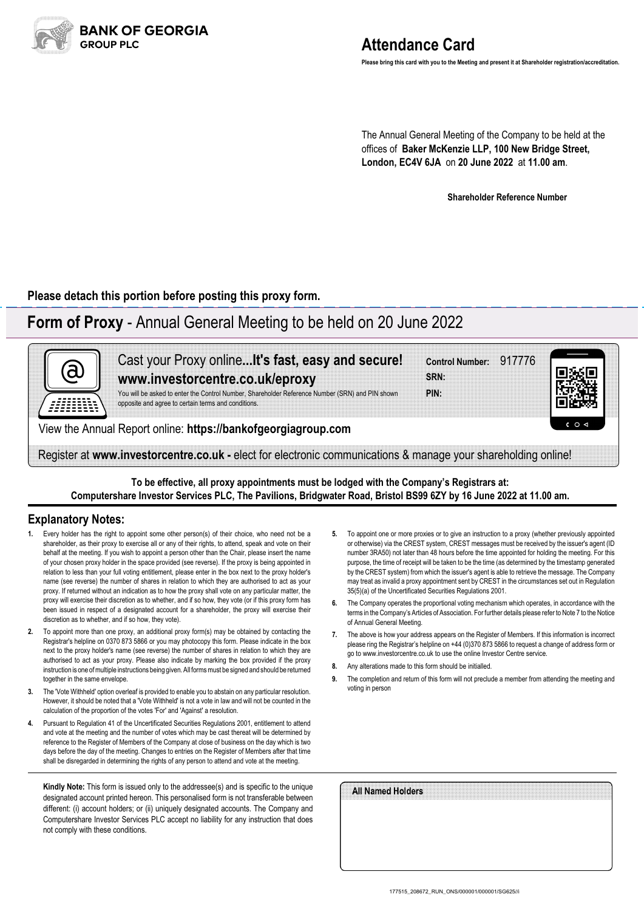**BANK OF GEORGIA GROUP PLC**

# Attendance Card

**Please bring this card with you to the Meeting and present it at Shareholder registration/accreditation.**

The Annual General Meeting of the Company to be held at the offices of **Baker McKenzie LLP, 100 New Bridge Street, London, EC4V 6JA** on **20 June 2022** at **11.00 am**.

**Shareholder Reference Number**

**Please detach this portion before posting this proxy form.**

# **Form of Proxy** - Annual General Meeting to be held on 20 June 2022

Cast your Proxy online**...It's fast, easy and secure!**
**www.investorcentre.co.uk/eproxy**

You will be asked to enter the Control Number, Shareholder Reference Number (SRN) and PIN shown opposite and agree to certain terms and conditions.

**Control Number:** 917776
**SRN:**
**PIN:**

View the Annual Report online: **https://bankofgeorgiagroup.com**

Register at **www.investorcentre.co.uk -** elect for electronic communications & manage your shareholding online!

**To be effective, all proxy appointments must be lodged with the Company's Registrars at:**
**Computershare Investor Services PLC, The Pavilions, Bridgwater Road, Bristol BS99 6ZY by 16 June 2022 at 11.00 am.**

## Explanatory Notes:

1. Every holder has the right to appoint some other person(s) of their choice, who need not be a shareholder, as their proxy to exercise all or any of their rights, to attend, speak and vote on their behalf at the meeting. If you wish to appoint a person other than the Chair, please insert the name of your chosen proxy holder in the space provided (see reverse). If the proxy is being appointed in relation to less than your full voting entitlement, please enter in the box next to the proxy holder's name (see reverse) the number of shares in relation to which they are authorised to act as your proxy. If returned without an indication as to how the proxy shall vote on any particular matter, the proxy will exercise their discretion as to whether, and if so how, they vote (or if this proxy form has been issued in respect of a designated account for a shareholder, the proxy will exercise their discretion as to whether, and if so how, they vote).
2. To appoint more than one proxy, an additional proxy form(s) may be obtained by contacting the Registrar's helpline on 0370 873 5866 or you may photocopy this form. Please indicate in the box next to the proxy holder's name (see reverse) the number of shares in relation to which they are authorised to act as your proxy. Please also indicate by marking the box provided if the proxy instruction is one of multiple instructions being given. All forms must be signed and should be returned together in the same envelope.
3. The 'Vote Withheld' option overleaf is provided to enable you to abstain on any particular resolution. However, it should be noted that a 'Vote Withheld' is not a vote in law and will not be counted in the calculation of the proportion of the votes 'For' and 'Against' a resolution.
4. Pursuant to Regulation 41 of the Uncertificated Securities Regulations 2001, entitlement to attend and vote at the meeting and the number of votes which may be cast thereat will be determined by reference to the Register of Members of the Company at close of business on the day which is two days before the day of the meeting. Changes to entries on the Register of Members after that time shall be disregarded in determining the rights of any person to attend and vote at the meeting.
5. To appoint one or more proxies or to give an instruction to a proxy (whether previously appointed or otherwise) via the CREST system, CREST messages must be received by the issuer's agent (ID number 3RA50) not later than 48 hours before the time appointed for holding the meeting. For this purpose, the time of receipt will be taken to be the time (as determined by the timestamp generated by the CREST system) from which the issuer's agent is able to retrieve the message. The Company may treat as invalid a proxy appointment sent by CREST in the circumstances set out in Regulation 35(5)(a) of the Uncertificated Securities Regulations 2001.
6. The Company operates the proportional voting mechanism which operates, in accordance with the terms in the Company's Articles of Association. For further details please refer to Note 7 to the Notice of Annual General Meeting.
7. The above is how your address appears on the Register of Members. If this information is incorrect please ring the Registrar's helpline on +44 (0)370 873 5866 to request a change of address form or go to www.investorcentre.co.uk to use the online Investor Centre service.
8. Any alterations made to this form should be initialled.
9. The completion and return of this form will not preclude a member from attending the meeting and voting in person

**Kindly Note:** This form is issued only to the addressee(s) and is specific to the unique designated account printed hereon. This personalised form is not transferable between different: (i) account holders; or (ii) uniquely designated accounts. The Company and Computershare Investor Services PLC accept no liability for any instruction that does not comply with these conditions.

**All Named Holders**

177515_208672_RUN_ONS/000001/000001/SG625//i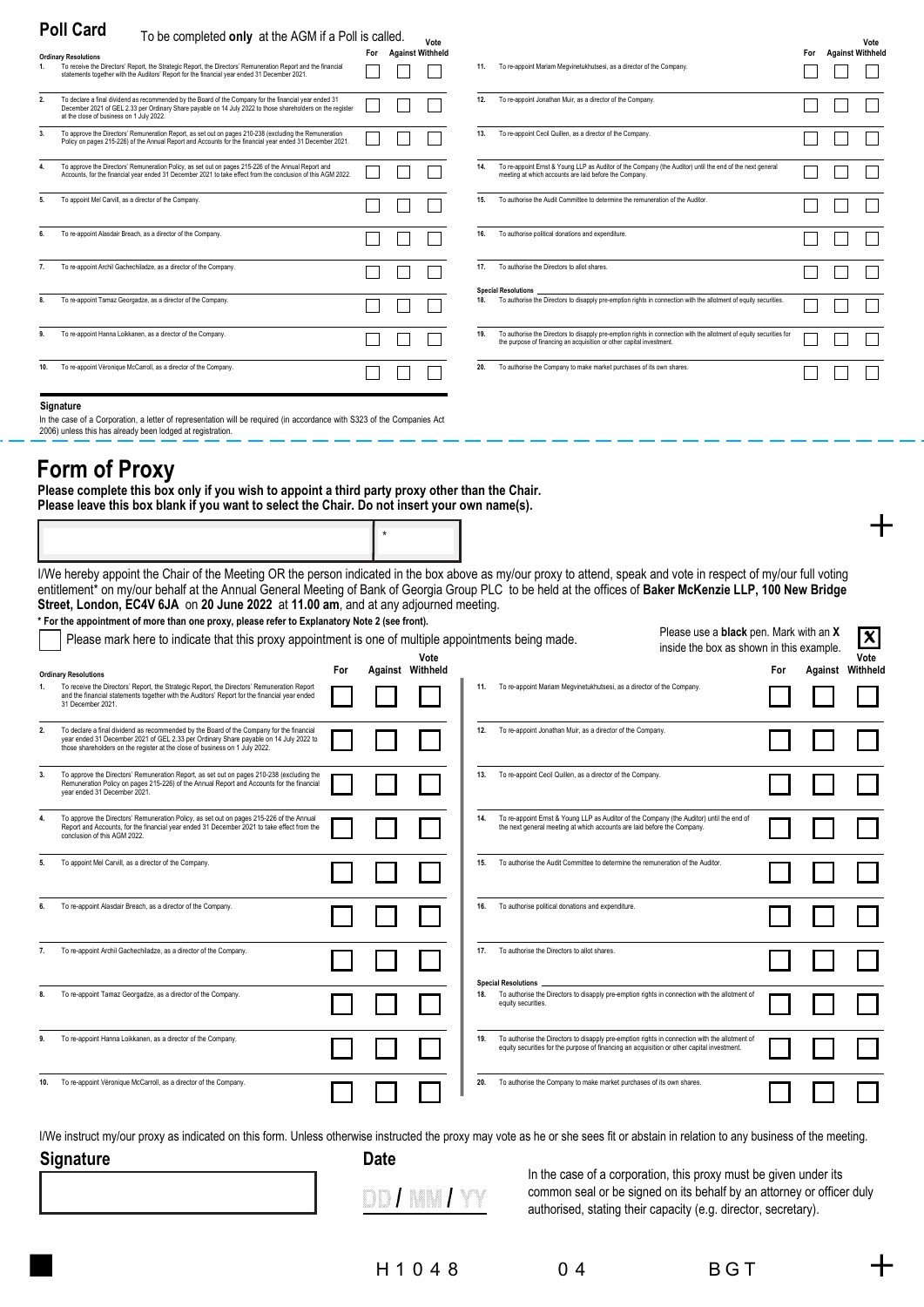## Poll Card

To be completed **only** at the AGM if a Poll is called.

| | Ordinary Resolutions | For | Against | Vote Withheld |
|---|---|---|---|---|
| 1. | To receive the Directors' Report, the Strategic Report, the Directors' Remuneration Report and the financial statements together with the Auditors' Report for the financial year ended 31 December 2021. | | | |
| 2. | To declare a final dividend as recommended by the Board of the Company for the financial year ended 31 December 2021 of GEL 2.33 per Ordinary Share payable on 14 July 2022 to those shareholders on the register at the close of business on 1 July 2022. | | | |
| 3. | To approve the Directors' Remuneration Report, as set out on pages 210-238 (excluding the Remuneration Policy on pages 215-226) of the Annual Report and Accounts for the financial year ended 31 December 2021. | | | |
| 4. | To approve the Directors' Remuneration Policy, as set out on pages 215-226 of the Annual Report and Accounts, for the financial year ended 31 December 2021 to take effect from the conclusion of this AGM 2022. | | | |
| 5. | To appoint Mel Carvill, as a director of the Company. | | | |
| 6. | To re-appoint Alasdair Breach, as a director of the Company. | | | |
| 7. | To re-appoint Archil Gachechiladze, as a director of the Company. | | | |
| 8. | To re-appoint Tamaz Georgadze, as a director of the Company. | | | |
| 9. | To re-appoint Hanna Loikkanen, as a director of the Company. | | | |
| 10. | To re-appoint Véronique McCarroll, as a director of the Company. | | | |
| 11. | To re-appoint Mariam Megvinetukhutsesi, as a director of the Company. | | | |
| 12. | To re-appoint Jonathan Muir, as a director of the Company. | | | |
| 13. | To re-appoint Cecil Quillen, as a director of the Company. | | | |
| 14. | To re-appoint Ernst & Young LLP as Auditor of the Company (the Auditor) until the end of the next general meeting at which accounts are laid before the Company. | | | |
| 15. | To authorise the Audit Committee to determine the remuneration of the Auditor. | | | |
| 16. | To authorise political donations and expenditure. | | | |
| 17. | To authorise the Directors to allot shares. | | | |
| | **Special Resolutions** | | | |
| 18. | To authorise the Directors to disapply pre-emption rights in connection with the allotment of equity securities. | | | |
| 19. | To authorise the Directors to disapply pre-emption rights in connection with the allotment of equity securities for the purpose of financing an acquisition or other capital investment. | | | |
| 20. | To authorise the Company to make market purchases of its own shares. | | | |

**Signature**

In the case of a Corporation, a letter of representation will be required (in accordance with S323 of the Companies Act 2006) unless this has already been lodged at registration.

# Form of Proxy

**Please complete this box only if you wish to appoint a third party proxy other than the Chair.**
**Please leave this box blank if you want to select the Chair. Do not insert your own name(s).**

*

I/We hereby appoint the Chair of the Meeting OR the person indicated in the box above as my/our proxy to attend, speak and vote in respect of my/our full voting entitlement* on my/our behalf at the Annual General Meeting of Bank of Georgia Group PLC to be held at the offices of **Baker McKenzie LLP, 100 New Bridge Street, London, EC4V 6JA** on **20 June 2022** at **11.00 am**, and at any adjourned meeting.

**\* For the appointment of more than one proxy, please refer to Explanatory Note 2 (see front).**

Please mark here to indicate that this proxy appointment is one of multiple appointments being made.

Please use a **black** pen. Mark with an **X** inside the box as shown in this example. X

| | Ordinary Resolutions | For | Against | Vote Withheld |
|---|---|---|---|---|
| 1. | To receive the Directors' Report, the Strategic Report, the Directors' Remuneration Report and the financial statements together with the Auditors' Report for the financial year ended 31 December 2021. | | | |
| 2. | To declare a final dividend as recommended by the Board of the Company for the financial year ended 31 December 2021 of GEL 2.33 per Ordinary Share payable on 14 July 2022 to those shareholders on the register at the close of business on 1 July 2022. | | | |
| 3. | To approve the Directors' Remuneration Report, as set out on pages 210-238 (excluding the Remuneration Policy on pages 215-226) of the Annual Report and Accounts for the financial year ended 31 December 2021. | | | |
| 4. | To approve the Directors' Remuneration Policy, as set out on pages 215-226 of the Annual Report and Accounts, for the financial year ended 31 December 2021 to take effect from the conclusion of this AGM 2022. | | | |
| 5. | To appoint Mel Carvill, as a director of the Company. | | | |
| 6. | To re-appoint Alasdair Breach, as a director of the Company. | | | |
| 7. | To re-appoint Archil Gachechiladze, as a director of the Company. | | | |
| 8. | To re-appoint Tamaz Georgadze, as a director of the Company. | | | |
| 9. | To re-appoint Hanna Loikkanen, as a director of the Company. | | | |
| 10. | To re-appoint Véronique McCarroll, as a director of the Company. | | | |
| 11. | To re-appoint Mariam Megvinetukhutsesi, as a director of the Company. | | | |
| 12. | To re-appoint Jonathan Muir, as a director of the Company. | | | |
| 13. | To re-appoint Cecil Quillen, as a director of the Company. | | | |
| 14. | To re-appoint Ernst & Young LLP as Auditor of the Company (the Auditor) until the end of the next general meeting at which accounts are laid before the Company. | | | |
| 15. | To authorise the Audit Committee to determine the remuneration of the Auditor. | | | |
| 16. | To authorise political donations and expenditure. | | | |
| 17. | To authorise the Directors to allot shares. | | | |
| | **Special Resolutions** | | | |
| 18. | To authorise the Directors to disapply pre-emption rights in connection with the allotment of equity securities. | | | |
| 19. | To authorise the Directors to disapply pre-emption rights in connection with the allotment of equity securities for the purpose of financing an acquisition or other capital investment. | | | |
| 20. | To authorise the Company to make market purchases of its own shares. | | | |

I/We instruct my/our proxy as indicated on this form. Unless otherwise instructed the proxy may vote as he or she sees fit or abstain in relation to any business of the meeting.

**Signature**

**Date**

DD / MM / YY

In the case of a corporation, this proxy must be given under its common seal or be signed on its behalf by an attorney or officer duly authorised, stating their capacity (e.g. director, secretary).

H1048 04 BGT